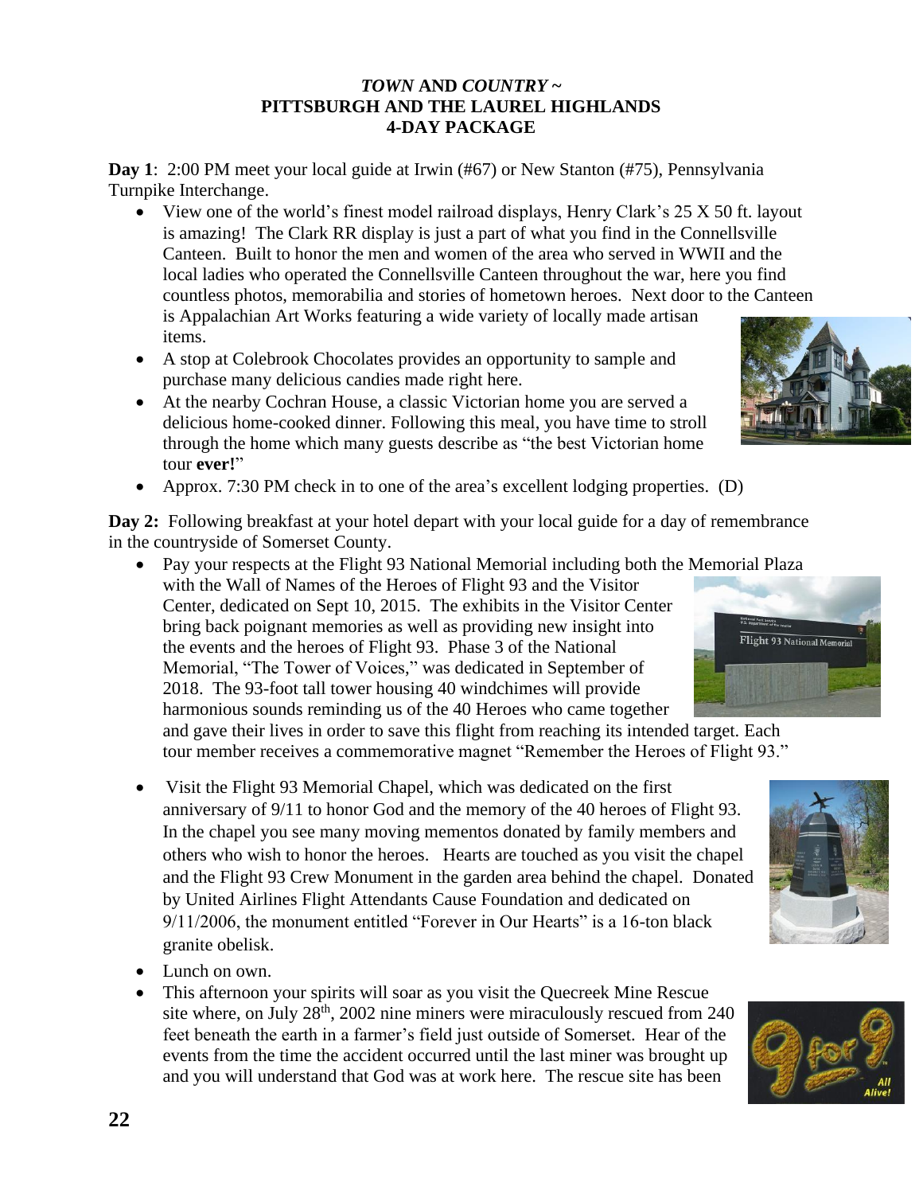**_TOWN_ AND _COUNTRY_ ~**
**PITTSBURGH AND THE LAUREL HIGHLANDS**
**4-DAY PACKAGE**

**Day 1**: 2:00 PM meet your local guide at Irwin (#67) or New Stanton (#75), Pennsylvania Turnpike Interchange.

- View one of the world's finest model railroad displays, Henry Clark's 25 X 50 ft. layout is amazing! The Clark RR display is just a part of what you find in the Connellsville Canteen. Built to honor the men and women of the area who served in WWII and the local ladies who operated the Connellsville Canteen throughout the war, here you find countless photos, memorabilia and stories of hometown heroes. Next door to the Canteen is Appalachian Art Works featuring a wide variety of locally made artisan items.
- A stop at Colebrook Chocolates provides an opportunity to sample and purchase many delicious candies made right here.
- At the nearby Cochran House, a classic Victorian home you are served a delicious home-cooked dinner. Following this meal, you have time to stroll through the home which many guests describe as "the best Victorian home tour **ever!**"
- Approx. 7:30 PM check in to one of the area's excellent lodging properties. (D)

**Day 2:** Following breakfast at your hotel depart with your local guide for a day of remembrance in the countryside of Somerset County.

- Pay your respects at the Flight 93 National Memorial including both the Memorial Plaza with the Wall of Names of the Heroes of Flight 93 and the Visitor Center, dedicated on Sept 10, 2015. The exhibits in the Visitor Center bring back poignant memories as well as providing new insight into the events and the heroes of Flight 93. Phase 3 of the National Memorial, "The Tower of Voices," was dedicated in September of 2018. The 93-foot tall tower housing 40 windchimes will provide harmonious sounds reminding us of the 40 Heroes who came together and gave their lives in order to save this flight from reaching its intended target. Each tour member receives a commemorative magnet "Remember the Heroes of Flight 93."

- Visit the Flight 93 Memorial Chapel, which was dedicated on the first anniversary of 9/11 to honor God and the memory of the 40 heroes of Flight 93. In the chapel you see many moving mementos donated by family members and others who wish to honor the heroes. Hearts are touched as you visit the chapel and the Flight 93 Crew Monument in the garden area behind the chapel. Donated by United Airlines Flight Attendants Cause Foundation and dedicated on 9/11/2006, the monument entitled "Forever in Our Hearts" is a 16-ton black granite obelisk.
- Lunch on own.
- This afternoon your spirits will soar as you visit the Quecreek Mine Rescue site where, on July 28th, 2002 nine miners were miraculously rescued from 240 feet beneath the earth in a farmer's field just outside of Somerset. Hear of the events from the time the accident occurred until the last miner was brought up and you will understand that God was at work here. The rescue site has been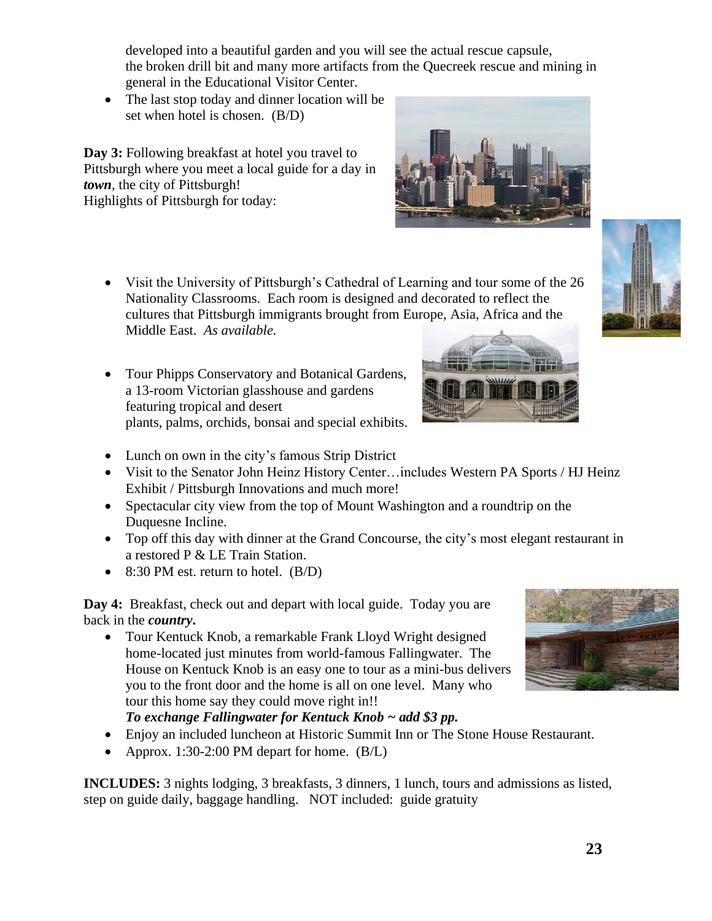developed into a beautiful garden and you will see the actual rescue capsule, the broken drill bit and many more artifacts from the Quecreek rescue and mining in general in the Educational Visitor Center.

- The last stop today and dinner location will be set when hotel is chosen. (B/D)

**Day 3:** Following breakfast at hotel you travel to Pittsburgh where you meet a local guide for a day in ***town***, the city of Pittsburgh!
Highlights of Pittsburgh for today:

- Visit the University of Pittsburgh's Cathedral of Learning and tour some of the 26 Nationality Classrooms. Each room is designed and decorated to reflect the cultures that Pittsburgh immigrants brought from Europe, Asia, Africa and the Middle East. *As available.*
- Tour Phipps Conservatory and Botanical Gardens, a 13-room Victorian glasshouse and gardens featuring tropical and desert plants, palms, orchids, bonsai and special exhibits.
- Lunch on own in the city's famous Strip District
- Visit to the Senator John Heinz History Center…includes Western PA Sports / HJ Heinz Exhibit / Pittsburgh Innovations and much more!
- Spectacular city view from the top of Mount Washington and a roundtrip on the Duquesne Incline.
- Top off this day with dinner at the Grand Concourse, the city's most elegant restaurant in a restored P & LE Train Station.
- 8:30 PM est. return to hotel. (B/D)

**Day 4:** Breakfast, check out and depart with local guide. Today you are back in the ***country***.

- Tour Kentuck Knob, a remarkable Frank Lloyd Wright designed home-located just minutes from world-famous Fallingwater. The House on Kentuck Knob is an easy one to tour as a mini-bus delivers you to the front door and the home is all on one level. Many who tour this home say they could move right in!!
  ***To exchange Fallingwater for Kentuck Knob ~ add $3 pp.***
- Enjoy an included luncheon at Historic Summit Inn or The Stone House Restaurant.
- Approx. 1:30-2:00 PM depart for home. (B/L)

**INCLUDES:** 3 nights lodging, 3 breakfasts, 3 dinners, 1 lunch, tours and admissions as listed, step on guide daily, baggage handling. NOT included: guide gratuity